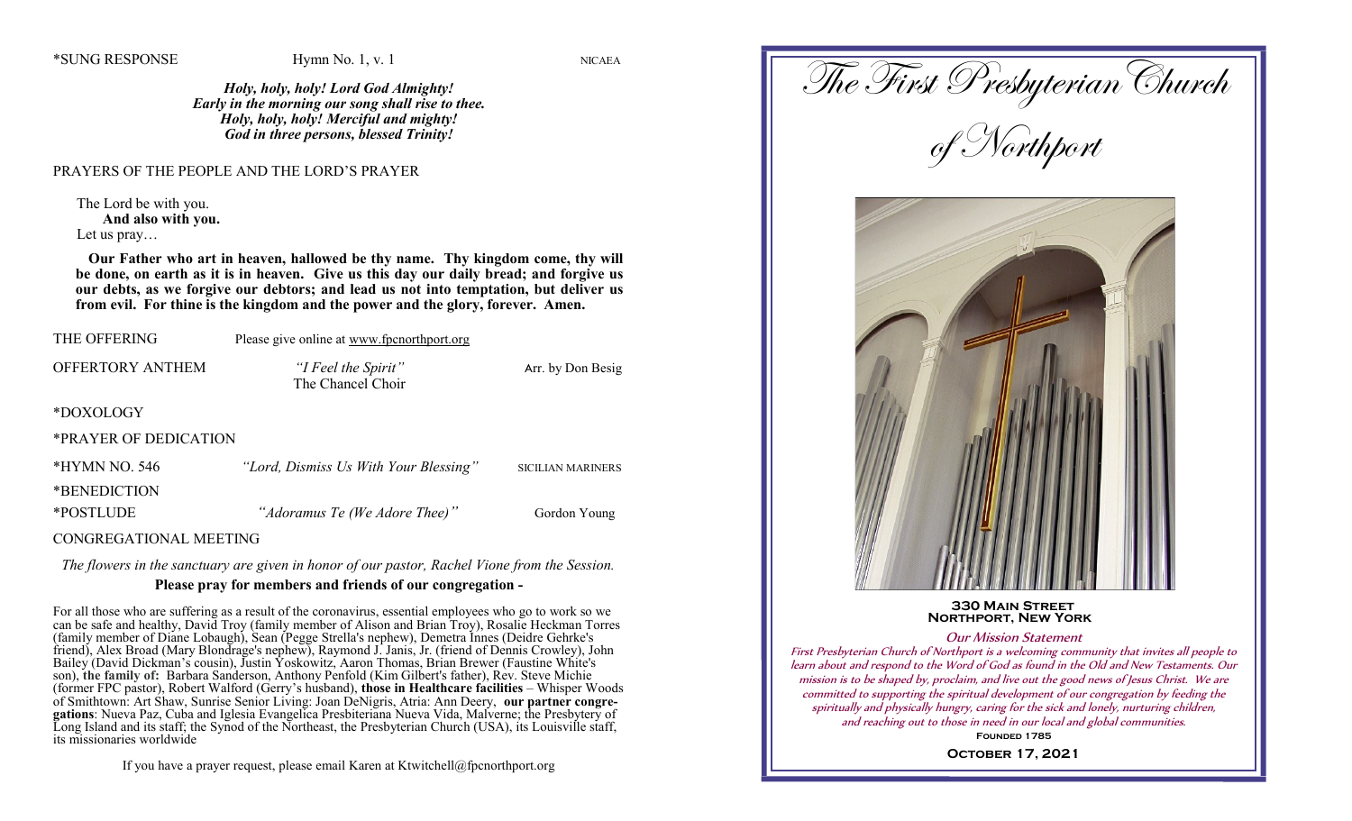\*SUNG RESPONSE Hymn No. 1, v. 1 NICAEA

***Holy, holy, holy! Lord God Almighty!***
***Early in the morning our song shall rise to thee.***
***Holy, holy, holy! Merciful and mighty!***
***God in three persons, blessed Trinity!***

PRAYERS OF THE PEOPLE AND THE LORD'S PRAYER

The Lord be with you.
**And also with you.**
Let us pray…

**Our Father who art in heaven, hallowed be thy name. Thy kingdom come, thy will be done, on earth as it is in heaven. Give us this day our daily bread; and forgive us our debts, as we forgive our debtors; and lead us not into temptation, but deliver us from evil. For thine is the kingdom and the power and the glory, forever. Amen.**

THE OFFERING Please give online at www.fpcnorthport.org

OFFERTORY ANTHEM *"I Feel the Spirit"* Arr. by Don Besig
The Chancel Choir

\*DOXOLOGY

\*PRAYER OF DEDICATION

\*HYMN NO. 546 *"Lord, Dismiss Us With Your Blessing"* SICILIAN MARINERS

\*BENEDICTION

\*POSTLUDE *"Adoramus Te (We Adore Thee)"* Gordon Young

CONGREGATIONAL MEETING

*The flowers in the sanctuary are given in honor of our pastor, Rachel Vione from the Session.*

**Please pray for members and friends of our congregation -**

For all those who are suffering as a result of the coronavirus, essential employees who go to work so we can be safe and healthy, David Troy (family member of Alison and Brian Troy), Rosalie Heckman Torres (family member of Diane Lobaugh), Sean (Pegge Strella's nephew), Demetra Innes (Deidre Gehrke's friend), Alex Broad (Mary Blondrage's nephew), Raymond J. Janis, Jr. (friend of Dennis Crowley), John Bailey (David Dickman's cousin), Justin Yoskowitz, Aaron Thomas, Brian Brewer (Faustine White's son), **the family of:** Barbara Sanderson, Anthony Penfold (Kim Gilbert's father), Rev. Steve Michie (former FPC pastor), Robert Walford (Gerry's husband), **those in Healthcare facilities** – Whisper Woods of Smithtown: Art Shaw, Sunrise Senior Living: Joan DeNigris, Atria: Ann Deery, **our partner congregations**: Nueva Paz, Cuba and Iglesia Evangelica Presbiteriana Nueva Vida, Malverne; the Presbytery of Long Island and its staff; the Synod of the Northeast, the Presbyterian Church (USA), its Louisville staff, its missionaries worldwide

If you have a prayer request, please email Karen at Ktwitchell@fpcnorthport.org

# The First Presbyterian Church of Northport

**330 Main Street**
**Northport, New York**

***Our Mission Statement***

*First Presbyterian Church of Northport is a welcoming community that invites all people to learn about and respond to the Word of God as found in the Old and New Testaments. Our mission is to be shaped by, proclaim, and live out the good news of Jesus Christ. We are committed to supporting the spiritual development of our congregation by feeding the spiritually and physically hungry, caring for the sick and lonely, nurturing children, and reaching out to those in need in our local and global communities.*

**Founded 1785**

**October 17, 2021**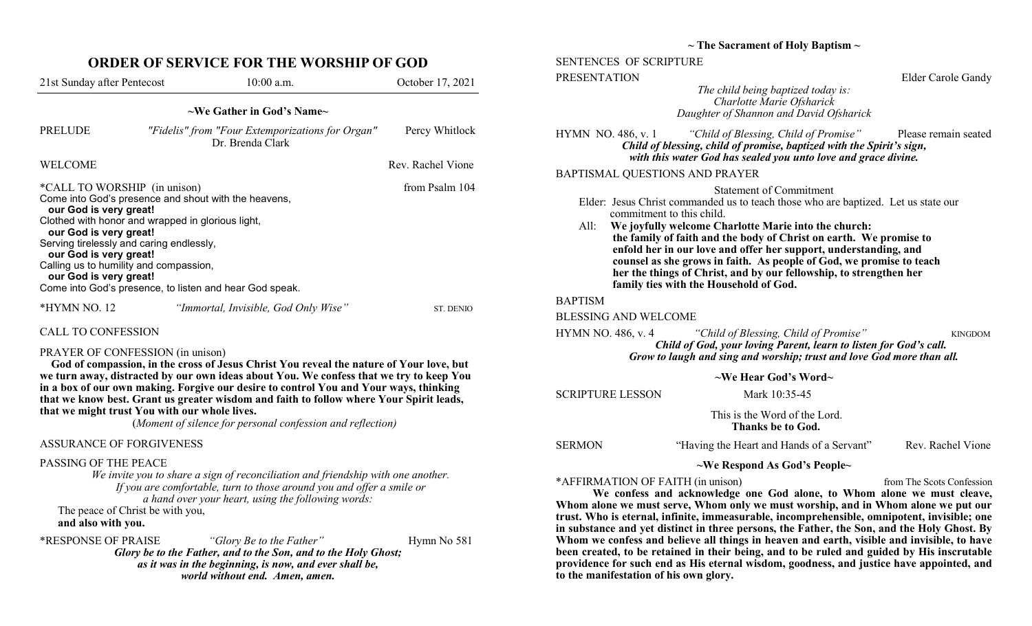# ORDER OF SERVICE FOR THE WORSHIP OF GOD

21st Sunday after Pentecost 10:00 a.m. October 17, 2021

## ~We Gather in God's Name~

PRELUDE *"Fidelis" from "Four Extemporizations for Organ"* Percy Whitlock
Dr. Brenda Clark

WELCOME Rev. Rachel Vione

*CALL TO WORSHIP (in unison) from Psalm 104

Come into God's presence and shout with the heavens,
**our God is very great!**
Clothed with honor and wrapped in glorious light,
**our God is very great!**
Serving tirelessly and caring endlessly,
**our God is very great!**
Calling us to humility and compassion,
**our God is very great!**
Come into God's presence, to listen and hear God speak.

*HYMN NO. 12 *"Immortal, Invisible, God Only Wise"* ST. DENIO

CALL TO CONFESSION

PRAYER OF CONFESSION (in unison)

**God of compassion, in the cross of Jesus Christ You reveal the nature of Your love, but we turn away, distracted by our own ideas about You. We confess that we try to keep You in a box of our own making. Forgive our desire to control You and Your ways, thinking that we know best. Grant us greater wisdom and faith to follow where Your Spirit leads, that we might trust You with our whole lives.**

(*Moment of silence for personal confession and reflection)*

ASSURANCE OF FORGIVENESS

PASSING OF THE PEACE

*We invite you to share a sign of reconciliation and friendship with one another. If you are comfortable, turn to those around you and offer a smile or a hand over your heart, using the following words:*

The peace of Christ be with you,
**and also with you.**

*RESPONSE OF PRAISE *"Glory Be to the Father"* Hymn No 581

***Glory be to the Father, and to the Son, and to the Holy Ghost; as it was in the beginning, is now, and ever shall be, world without end. Amen, amen.***

## ~ The Sacrament of Holy Baptism ~

SENTENCES OF SCRIPTURE

PRESENTATION Elder Carole Gandy

*The child being baptized today is:*
*Charlotte Marie Ofsharick*
*Daughter of Shannon and David Ofsharick*

HYMN NO. 486, v. 1 *"Child of Blessing, Child of Promise"* Please remain seated

***Child of blessing, child of promise, baptized with the Spirit's sign, with this water God has sealed you unto love and grace divine.***

BAPTISMAL QUESTIONS AND PRAYER

Statement of Commitment

Elder: Jesus Christ commanded us to teach those who are baptized. Let us state our commitment to this child.

All: **We joyfully welcome Charlotte Marie into the church: the family of faith and the body of Christ on earth. We promise to enfold her in our love and offer her support, understanding, and counsel as she grows in faith. As people of God, we promise to teach her the things of Christ, and by our fellowship, to strengthen her family ties with the Household of God.**

BAPTISM

BLESSING AND WELCOME

HYMN NO. 486, v. 4 *"Child of Blessing, Child of Promise"* KINGDOM

***Child of God, your loving Parent, learn to listen for God's call. Grow to laugh and sing and worship; trust and love God more than all.***

## ~We Hear God's Word~

SCRIPTURE LESSON Mark 10:35-45

This is the Word of the Lord.
**Thanks be to God.**

SERMON "Having the Heart and Hands of a Servant" Rev. Rachel Vione

## ~We Respond As God's People~

*AFFIRMATION OF FAITH (in unison) from The Scots Confession

**We confess and acknowledge one God alone, to Whom alone we must cleave, Whom alone we must serve, Whom only we must worship, and in Whom alone we put our trust. Who is eternal, infinite, immeasurable, incomprehensible, omnipotent, invisible; one in substance and yet distinct in three persons, the Father, the Son, and the Holy Ghost. By Whom we confess and believe all things in heaven and earth, visible and invisible, to have been created, to be retained in their being, and to be ruled and guided by His inscrutable providence for such end as His eternal wisdom, goodness, and justice have appointed, and to the manifestation of his own glory.**